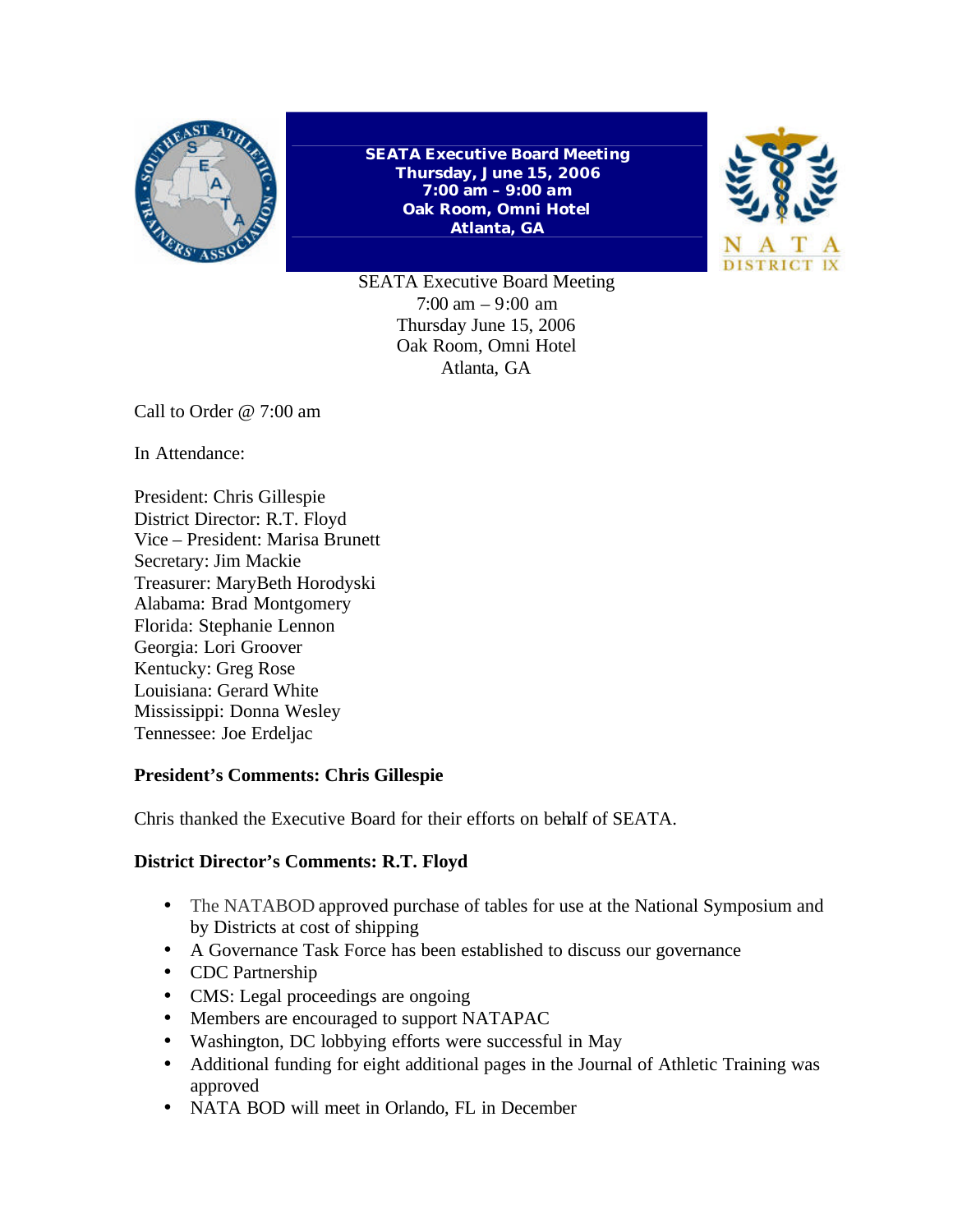**SEATA Executive Board Meeting**
**Thursday, June 15, 2006**
**7:00 am – 9:00 am**
**Oak Room, Omni Hotel**
**Atlanta, GA**

SEATA Executive Board Meeting
7:00 am – 9:00 am
Thursday June 15, 2006
Oak Room, Omni Hotel
Atlanta, GA

Call to Order @ 7:00 am

In Attendance:

President: Chris Gillespie
District Director: R.T. Floyd
Vice – President: Marisa Brunett
Secretary: Jim Mackie
Treasurer: MaryBeth Horodyski
Alabama: Brad Montgomery
Florida: Stephanie Lennon
Georgia: Lori Groover
Kentucky: Greg Rose
Louisiana: Gerard White
Mississippi: Donna Wesley
Tennessee: Joe Erdeljac

**President's Comments: Chris Gillespie**

Chris thanked the Executive Board for their efforts on behalf of SEATA.

**District Director's Comments: R.T. Floyd**

- The NATABOD approved purchase of tables for use at the National Symposium and by Districts at cost of shipping
- A Governance Task Force has been established to discuss our governance
- CDC Partnership
- CMS: Legal proceedings are ongoing
- Members are encouraged to support NATAPAC
- Washington, DC lobbying efforts were successful in May
- Additional funding for eight additional pages in the Journal of Athletic Training was approved
- NATA BOD will meet in Orlando, FL in December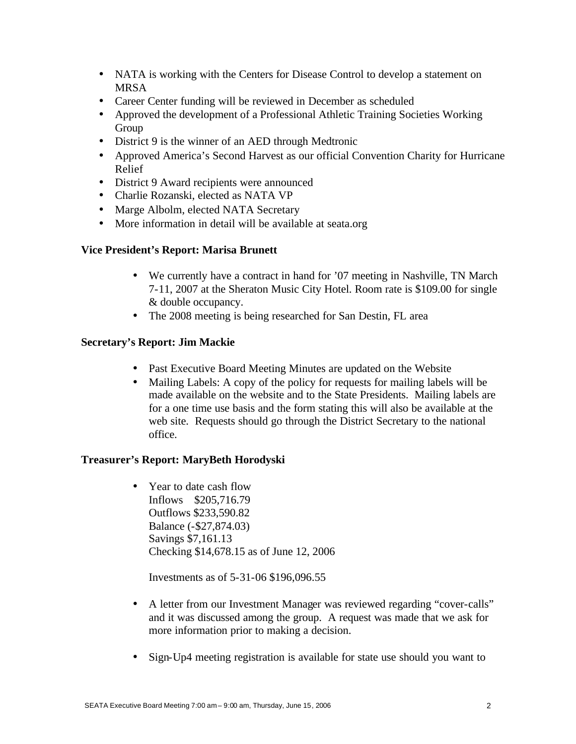- NATA is working with the Centers for Disease Control to develop a statement on MRSA
- Career Center funding will be reviewed in December as scheduled
- Approved the development of a Professional Athletic Training Societies Working Group
- District 9 is the winner of an AED through Medtronic
- Approved America's Second Harvest as our official Convention Charity for Hurricane Relief
- District 9 Award recipients were announced
- Charlie Rozanski, elected as NATA VP
- Marge Albolm, elected NATA Secretary
- More information in detail will be available at seata.org

**Vice President's Report: Marisa Brunett**

- We currently have a contract in hand for '07 meeting in Nashville, TN March 7-11, 2007 at the Sheraton Music City Hotel. Room rate is $109.00 for single & double occupancy.
- The 2008 meeting is being researched for San Destin, FL area

**Secretary's Report: Jim Mackie**

- Past Executive Board Meeting Minutes are updated on the Website
- Mailing Labels: A copy of the policy for requests for mailing labels will be made available on the website and to the State Presidents. Mailing labels are for a one time use basis and the form stating this will also be available at the web site. Requests should go through the District Secretary to the national office.

**Treasurer's Report: MaryBeth Horodyski**

- Year to date cash flow
  Inflows $205,716.79
  Outflows $233,590.82
  Balance (-$27,874.03)
  Savings $7,161.13
  Checking $14,678.15 as of June 12, 2006

  Investments as of 5-31-06 $196,096.55

- A letter from our Investment Manager was reviewed regarding "cover-calls" and it was discussed among the group. A request was made that we ask for more information prior to making a decision.

- Sign-Up4 meeting registration is available for state use should you want to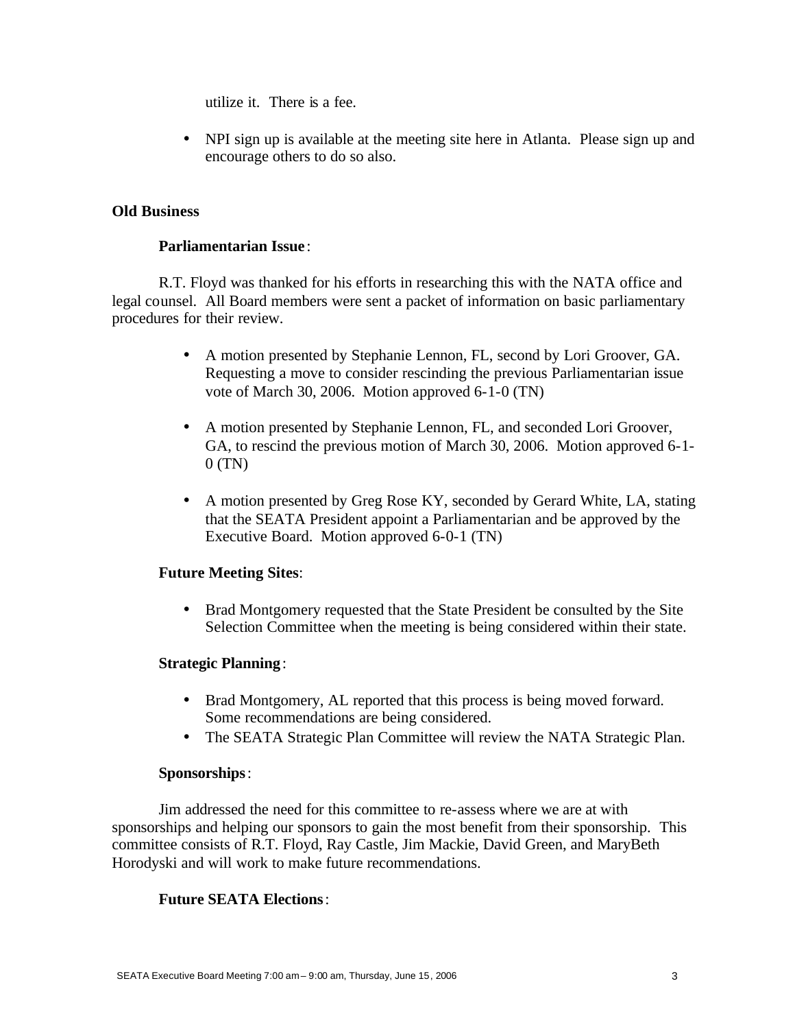utilize it. There is a fee.

- NPI sign up is available at the meeting site here in Atlanta. Please sign up and encourage others to do so also.

**Old Business**

**Parliamentarian Issue**:

R.T. Floyd was thanked for his efforts in researching this with the NATA office and legal counsel. All Board members were sent a packet of information on basic parliamentary procedures for their review.

- A motion presented by Stephanie Lennon, FL, second by Lori Groover, GA. Requesting a move to consider rescinding the previous Parliamentarian issue vote of March 30, 2006. Motion approved 6-1-0 (TN)

- A motion presented by Stephanie Lennon, FL, and seconded Lori Groover, GA, to rescind the previous motion of March 30, 2006. Motion approved 6-1-0 (TN)

- A motion presented by Greg Rose KY, seconded by Gerard White, LA, stating that the SEATA President appoint a Parliamentarian and be approved by the Executive Board. Motion approved 6-0-1 (TN)

**Future Meeting Sites**:

- Brad Montgomery requested that the State President be consulted by the Site Selection Committee when the meeting is being considered within their state.

**Strategic Planning**:

- Brad Montgomery, AL reported that this process is being moved forward. Some recommendations are being considered.
- The SEATA Strategic Plan Committee will review the NATA Strategic Plan.

**Sponsorships**:

Jim addressed the need for this committee to re-assess where we are at with sponsorships and helping our sponsors to gain the most benefit from their sponsorship. This committee consists of R.T. Floyd, Ray Castle, Jim Mackie, David Green, and MaryBeth Horodyski and will work to make future recommendations.

**Future SEATA Elections**: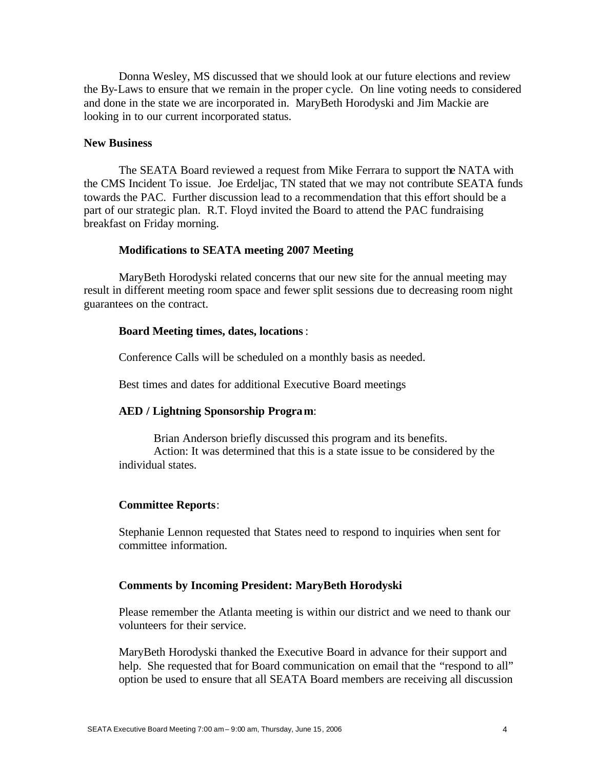Donna Wesley, MS discussed that we should look at our future elections and review the By-Laws to ensure that we remain in the proper cycle. On line voting needs to considered and done in the state we are incorporated in. MaryBeth Horodyski and Jim Mackie are looking in to our current incorporated status.

**New Business**

The SEATA Board reviewed a request from Mike Ferrara to support the NATA with the CMS Incident To issue. Joe Erdeljac, TN stated that we may not contribute SEATA funds towards the PAC. Further discussion lead to a recommendation that this effort should be a part of our strategic plan. R.T. Floyd invited the Board to attend the PAC fundraising breakfast on Friday morning.

**Modifications to SEATA meeting 2007 Meeting**

MaryBeth Horodyski related concerns that our new site for the annual meeting may result in different meeting room space and fewer split sessions due to decreasing room night guarantees on the contract.

**Board Meeting times, dates, locations**:

Conference Calls will be scheduled on a monthly basis as needed.

Best times and dates for additional Executive Board meetings

**AED / Lightning Sponsorship Program**:

Brian Anderson briefly discussed this program and its benefits.
Action: It was determined that this is a state issue to be considered by the individual states.

**Committee Reports**:

Stephanie Lennon requested that States need to respond to inquiries when sent for committee information.

**Comments by Incoming President: MaryBeth Horodyski**

Please remember the Atlanta meeting is within our district and we need to thank our volunteers for their service.

MaryBeth Horodyski thanked the Executive Board in advance for their support and help. She requested that for Board communication on email that the "respond to all" option be used to ensure that all SEATA Board members are receiving all discussion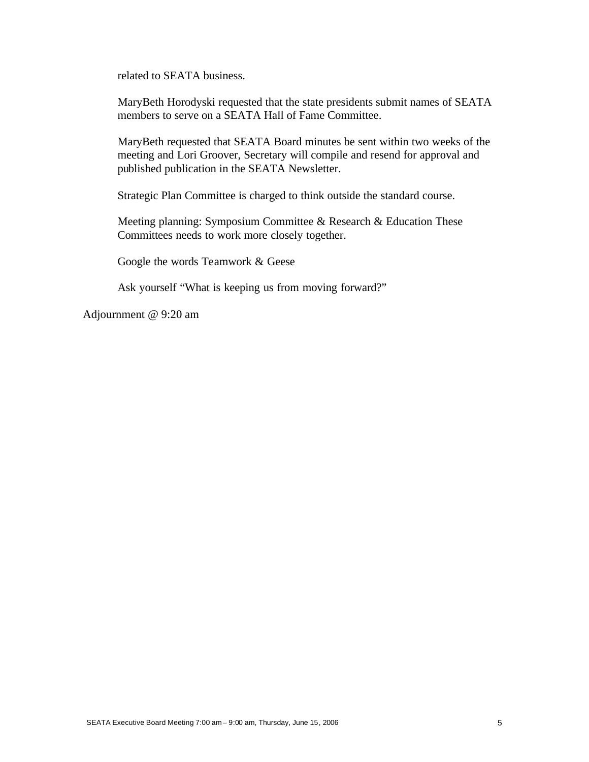related to SEATA business.

MaryBeth Horodyski requested that the state presidents submit names of SEATA members to serve on a SEATA Hall of Fame Committee.

MaryBeth requested that SEATA Board minutes be sent within two weeks of the meeting and Lori Groover, Secretary will compile and resend for approval and published publication in the SEATA Newsletter.

Strategic Plan Committee is charged to think outside the standard course.

Meeting planning: Symposium Committee & Research & Education These Committees needs to work more closely together.

Google the words Teamwork & Geese

Ask yourself "What is keeping us from moving forward?"

Adjournment @ 9:20 am